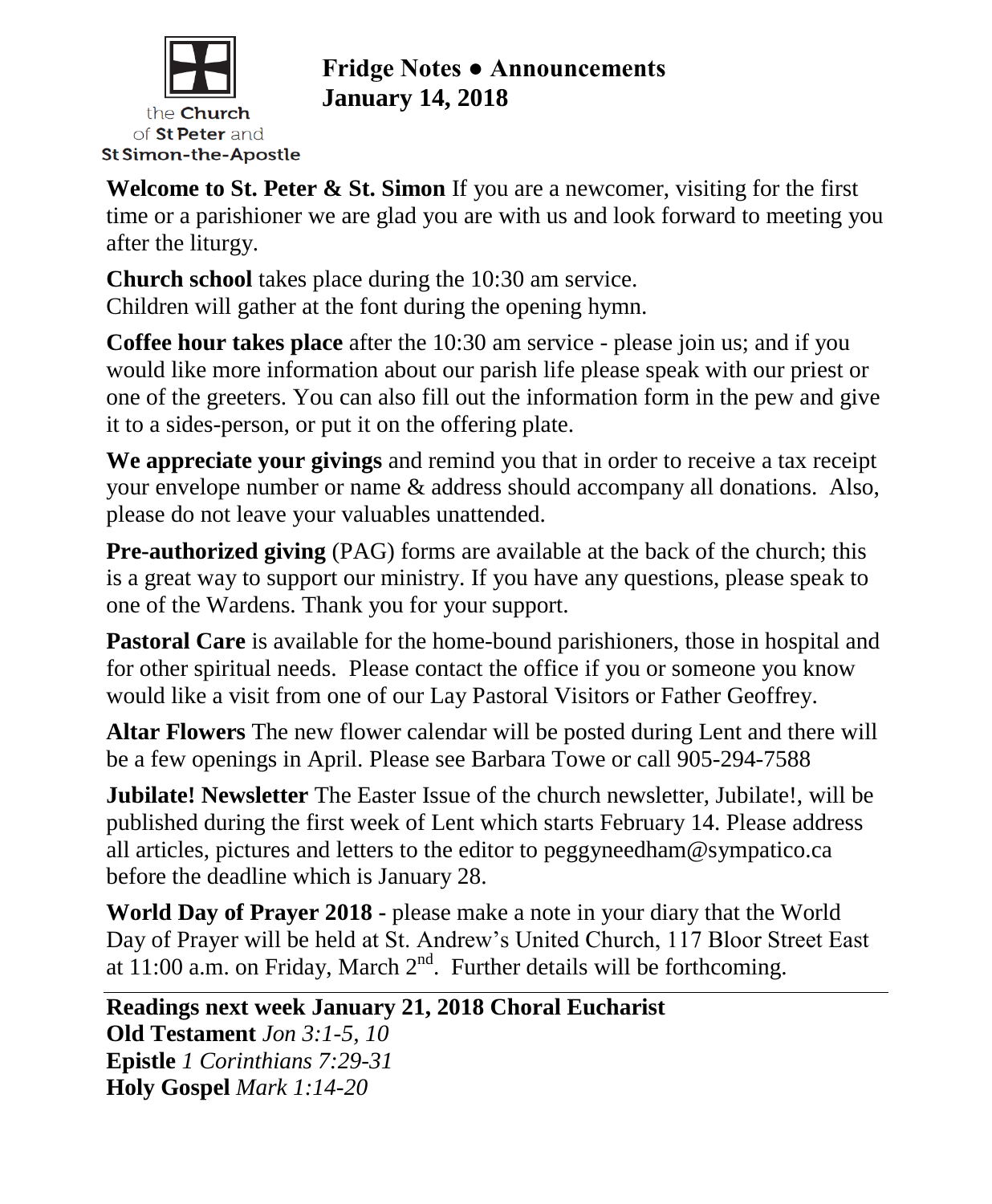the Church of St Peter and St Simon-the-Apostle

# Fridge Notes ● Announcements
## January 14, 2018

**Welcome to St. Peter & St. Simon** If you are a newcomer, visiting for the first time or a parishioner we are glad you are with us and look forward to meeting you after the liturgy.

**Church school** takes place during the 10:30 am service.
Children will gather at the font during the opening hymn.

**Coffee hour takes place** after the 10:30 am service - please join us; and if you would like more information about our parish life please speak with our priest or one of the greeters. You can also fill out the information form in the pew and give it to a sides-person, or put it on the offering plate.

**We appreciate your givings** and remind you that in order to receive a tax receipt your envelope number or name & address should accompany all donations. Also, please do not leave your valuables unattended.

**Pre-authorized giving** (PAG) forms are available at the back of the church; this is a great way to support our ministry. If you have any questions, please speak to one of the Wardens. Thank you for your support.

**Pastoral Care** is available for the home-bound parishioners, those in hospital and for other spiritual needs. Please contact the office if you or someone you know would like a visit from one of our Lay Pastoral Visitors or Father Geoffrey.

**Altar Flowers** The new flower calendar will be posted during Lent and there will be a few openings in April. Please see Barbara Towe or call 905-294-7588

**Jubilate! Newsletter** The Easter Issue of the church newsletter, Jubilate!, will be published during the first week of Lent which starts February 14. Please address all articles, pictures and letters to the editor to peggyneedham@sympatico.ca before the deadline which is January 28.

**World Day of Prayer 2018 -** please make a note in your diary that the World Day of Prayer will be held at St. Andrew's United Church, 117 Bloor Street East at 11:00 a.m. on Friday, March 2nd. Further details will be forthcoming.

---

**Readings next week January 21, 2018 Choral Eucharist**
**Old Testament** *Jon 3:1-5, 10*
**Epistle** *1 Corinthians 7:29-31*
**Holy Gospel** *Mark 1:14-20*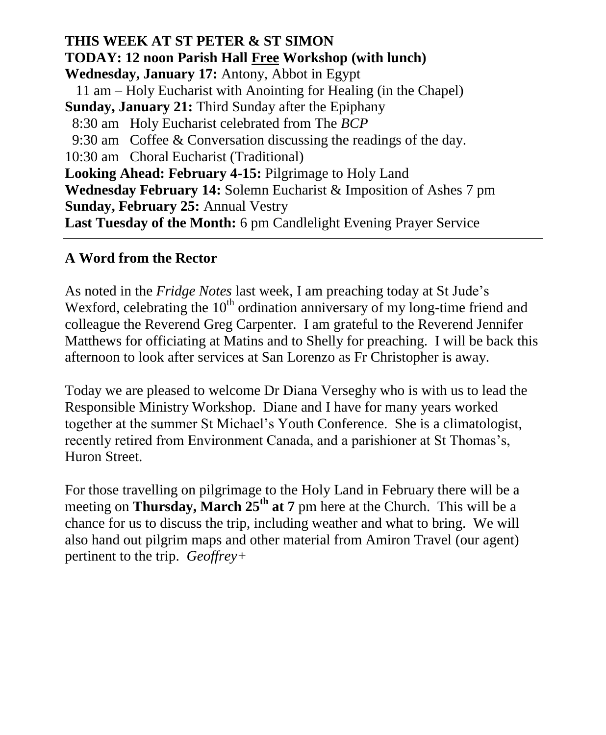**THIS WEEK AT ST PETER & ST SIMON**

**TODAY: 12 noon Parish Hall Free Workshop (with lunch)**

**Wednesday, January 17:** Antony, Abbot in Egypt

11 am – Holy Eucharist with Anointing for Healing (in the Chapel)

**Sunday, January 21:** Third Sunday after the Epiphany

8:30 am Holy Eucharist celebrated from The *BCP*

9:30 am Coffee & Conversation discussing the readings of the day.

10:30 am Choral Eucharist (Traditional)

**Looking Ahead: February 4-15:** Pilgrimage to Holy Land

**Wednesday February 14:** Solemn Eucharist & Imposition of Ashes 7 pm

**Sunday, February 25:** Annual Vestry

**Last Tuesday of the Month:** 6 pm Candlelight Evening Prayer Service

---

## A Word from the Rector

As noted in the *Fridge Notes* last week, I am preaching today at St Jude's Wexford, celebrating the 10th ordination anniversary of my long-time friend and colleague the Reverend Greg Carpenter. I am grateful to the Reverend Jennifer Matthews for officiating at Matins and to Shelly for preaching. I will be back this afternoon to look after services at San Lorenzo as Fr Christopher is away.

Today we are pleased to welcome Dr Diana Verseghy who is with us to lead the Responsible Ministry Workshop. Diane and I have for many years worked together at the summer St Michael's Youth Conference. She is a climatologist, recently retired from Environment Canada, and a parishioner at St Thomas's, Huron Street.

For those travelling on pilgrimage to the Holy Land in February there will be a meeting on **Thursday, March 25th at 7** pm here at the Church. This will be a chance for us to discuss the trip, including weather and what to bring. We will also hand out pilgrim maps and other material from Amiron Travel (our agent) pertinent to the trip. *Geoffrey+*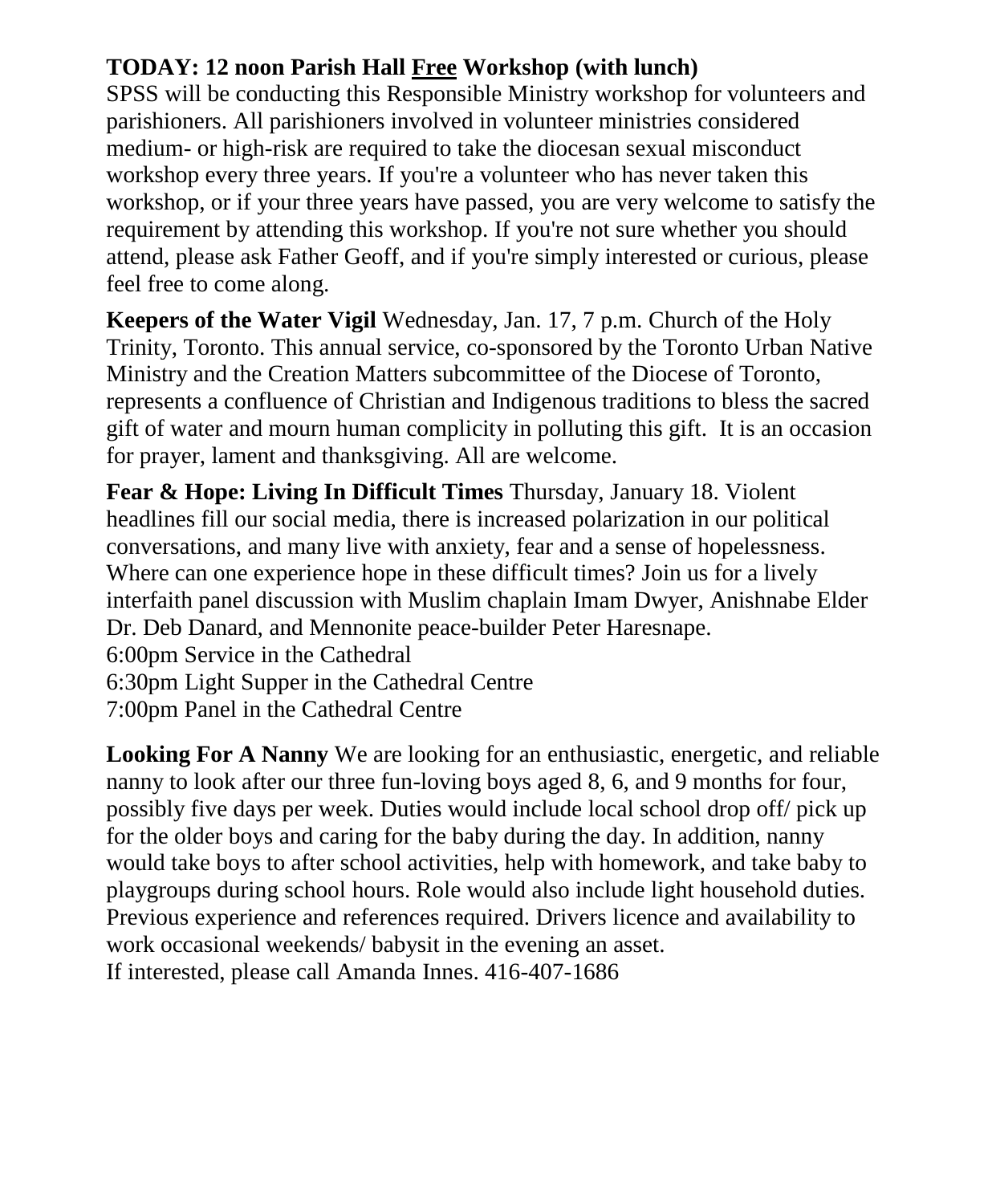**TODAY: 12 noon Parish Hall Free Workshop (with lunch)**
SPSS will be conducting this Responsible Ministry workshop for volunteers and parishioners. All parishioners involved in volunteer ministries considered medium- or high-risk are required to take the diocesan sexual misconduct workshop every three years. If you're a volunteer who has never taken this workshop, or if your three years have passed, you are very welcome to satisfy the requirement by attending this workshop. If you're not sure whether you should attend, please ask Father Geoff, and if you're simply interested or curious, please feel free to come along.

**Keepers of the Water Vigil** Wednesday, Jan. 17, 7 p.m. Church of the Holy Trinity, Toronto. This annual service, co-sponsored by the Toronto Urban Native Ministry and the Creation Matters subcommittee of the Diocese of Toronto, represents a confluence of Christian and Indigenous traditions to bless the sacred gift of water and mourn human complicity in polluting this gift. It is an occasion for prayer, lament and thanksgiving. All are welcome.

**Fear & Hope: Living In Difficult Times** Thursday, January 18. Violent headlines fill our social media, there is increased polarization in our political conversations, and many live with anxiety, fear and a sense of hopelessness. Where can one experience hope in these difficult times? Join us for a lively interfaith panel discussion with Muslim chaplain Imam Dwyer, Anishnabe Elder Dr. Deb Danard, and Mennonite peace-builder Peter Haresnape.
6:00pm Service in the Cathedral
6:30pm Light Supper in the Cathedral Centre
7:00pm Panel in the Cathedral Centre

**Looking For A Nanny** We are looking for an enthusiastic, energetic, and reliable nanny to look after our three fun-loving boys aged 8, 6, and 9 months for four, possibly five days per week. Duties would include local school drop off/ pick up for the older boys and caring for the baby during the day. In addition, nanny would take boys to after school activities, help with homework, and take baby to playgroups during school hours. Role would also include light household duties. Previous experience and references required. Drivers licence and availability to work occasional weekends/ babysit in the evening an asset.
If interested, please call Amanda Innes. 416-407-1686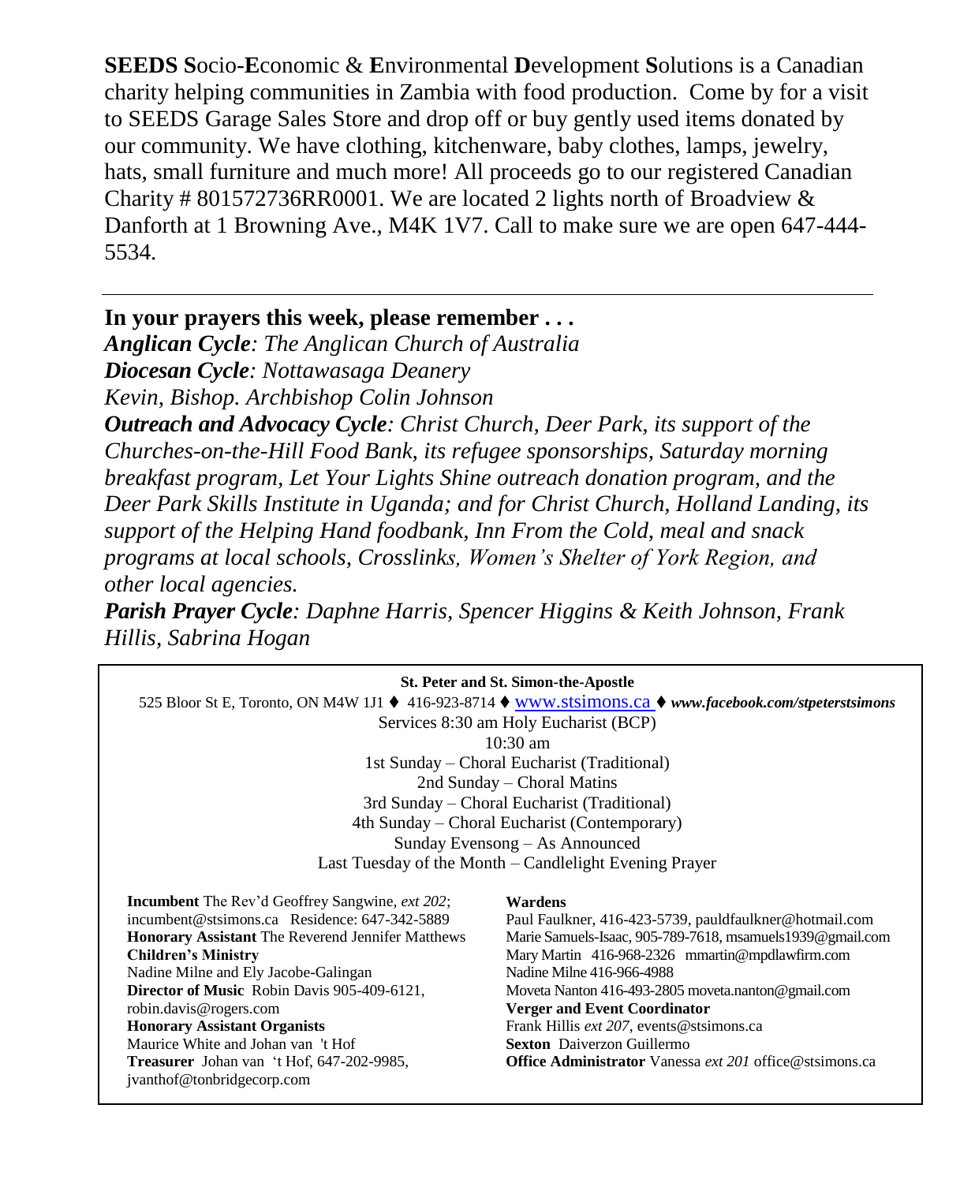**SEEDS S**ocio-**E**conomic & **E**nvironmental **D**evelopment **S**olutions is a Canadian charity helping communities in Zambia with food production. Come by for a visit to SEEDS Garage Sales Store and drop off or buy gently used items donated by our community. We have clothing, kitchenware, baby clothes, lamps, jewelry, hats, small furniture and much more! All proceeds go to our registered Canadian Charity # 801572736RR0001. We are located 2 lights north of Broadview & Danforth at 1 Browning Ave., M4K 1V7. Call to make sure we are open 647-444-5534.

---

## In your prayers this week, please remember . . .

***Anglican Cycle****: The Anglican Church of Australia*

***Diocesan Cycle****: Nottawasaga Deanery*

*Kevin, Bishop. Archbishop Colin Johnson*

***Outreach and Advocacy Cycle****: Christ Church, Deer Park, its support of the Churches-on-the-Hill Food Bank, its refugee sponsorships, Saturday morning breakfast program, Let Your Lights Shine outreach donation program, and the Deer Park Skills Institute in Uganda; and for Christ Church, Holland Landing, its support of the Helping Hand foodbank, Inn From the Cold, meal and snack programs at local schools, Crosslinks, Women's Shelter of York Region, and other local agencies.*

***Parish Prayer Cycle****: Daphne Harris, Spencer Higgins & Keith Johnson, Frank Hillis, Sabrina Hogan*

---

**St. Peter and St. Simon-the-Apostle**

525 Bloor St E, Toronto, ON M4W 1J1 ♦ 416-923-8714 ♦ www.stsimons.ca ♦ ***www.facebook.com/stpeterstsimons***

Services 8:30 am Holy Eucharist (BCP)

10:30 am

1st Sunday – Choral Eucharist (Traditional)

2nd Sunday – Choral Matins

3rd Sunday – Choral Eucharist (Traditional)

4th Sunday – Choral Eucharist (Contemporary)

Sunday Evensong – As Announced

Last Tuesday of the Month – Candlelight Evening Prayer

**Incumbent** The Rev'd Geoffrey Sangwine, *ext 202*; incumbent@stsimons.ca Residence: 647-342-5889

**Honorary Assistant** The Reverend Jennifer Matthews

**Children's Ministry**
Nadine Milne and Ely Jacobe-Galingan

**Director of Music** Robin Davis 905-409-6121, robin.davis@rogers.com

**Honorary Assistant Organists**
Maurice White and Johan van 't Hof

**Treasurer** Johan van 't Hof, 647-202-9985, jvanthof@tonbridgecorp.com

**Wardens**
Paul Faulkner, 416-423-5739, pauldfaulkner@hotmail.com
Marie Samuels-Isaac, 905-789-7618, msamuels1939@gmail.com
Mary Martin 416-968-2326 mmartin@mpdlawfirm.com
Nadine Milne 416-966-4988
Moveta Nanton 416-493-2805 moveta.nanton@gmail.com

**Verger and Event Coordinator**
Frank Hillis *ext 207*, events@stsimons.ca

**Sexton** Daiverzon Guillermo

**Office Administrator** Vanessa *ext 201* office@stsimons.ca